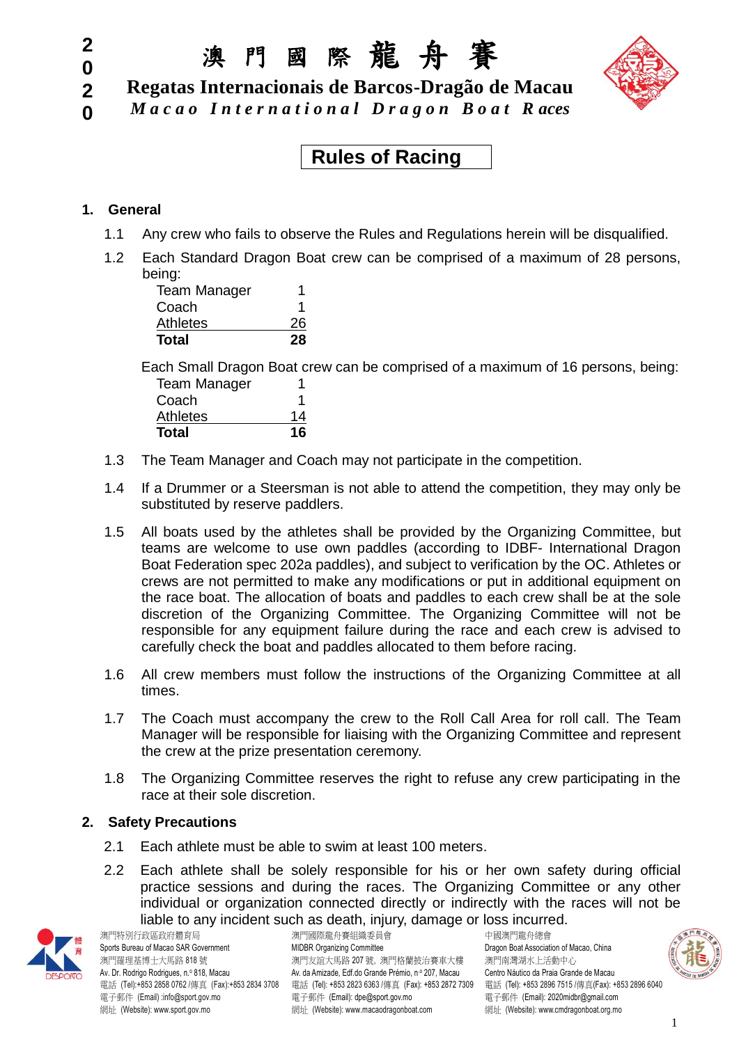2020

# 澳 門 國 際 龍 舟 賽

**Regatas Internacionais de Barcos-Dragão de Macau**

***Macao International Dragon Boat Races***

## Rules of Racing

### 1. General

1.1 Any crew who fails to observe the Rules and Regulations herein will be disqualified.

1.2 Each Standard Dragon Boat crew can be comprised of a maximum of 28 persons, being:

| | |
|---|---|
| Team Manager | 1 |
| Coach | 1 |
| Athletes | 26 |
| **Total** | **28** |

Each Small Dragon Boat crew can be comprised of a maximum of 16 persons, being:

| | |
|---|---|
| Team Manager | 1 |
| Coach | 1 |
| Athletes | 14 |
| **Total** | **16** |

1.3 The Team Manager and Coach may not participate in the competition.

1.4 If a Drummer or a Steersman is not able to attend the competition, they may only be substituted by reserve paddlers.

1.5 All boats used by the athletes shall be provided by the Organizing Committee, but teams are welcome to use own paddles (according to IDBF- International Dragon Boat Federation spec 202a paddles), and subject to verification by the OC. Athletes or crews are not permitted to make any modifications or put in additional equipment on the race boat. The allocation of boats and paddles to each crew shall be at the sole discretion of the Organizing Committee. The Organizing Committee will not be responsible for any equipment failure during the race and each crew is advised to carefully check the boat and paddles allocated to them before racing.

1.6 All crew members must follow the instructions of the Organizing Committee at all times.

1.7 The Coach must accompany the crew to the Roll Call Area for roll call. The Team Manager will be responsible for liaising with the Organizing Committee and represent the crew at the prize presentation ceremony.

1.8 The Organizing Committee reserves the right to refuse any crew participating in the race at their sole discretion.

### 2. Safety Precautions

2.1 Each athlete must be able to swim at least 100 meters.

2.2 Each athlete shall be solely responsible for his or her own safety during official practice sessions and during the races. The Organizing Committee or any other individual or organization connected directly or indirectly with the races will not be liable to any incident such as death, injury, damage or loss incurred.

澳門特別行政區政府體育局
Sports Bureau of Macao SAR Government
澳門羅理基博士大馬路 818 號
Av. Dr. Rodrigo Rodrigues, n.º 818, Macau
電話 (Tel):+853 2858 0762 /傳真 (Fax):+853 2834 3708
電子郵件 (Email) :info@sport.gov.mo
網址 (Website): www.sport.gov.mo

澳門國際龍舟賽組織委員會
MIDBR Organizing Committee
澳門友誼大馬路 207 號, 澳門格蘭披治賽車大樓
Av. da Amizade, Edf.do Grande Prémio, n.º 207, Macau
電話 (Tel): +853 2823 6363 /傳真 (Fax): +853 2872 7309
電子郵件 (Email): dpe@sport.gov.mo
網址 (Website): www.macaodragonboat.com

中國澳門龍舟總會
Dragon Boat Association of Macao, China
澳門南灣湖水上活動中心
Centro Náutico da Praia Grande de Macau
電話 (Tel): +853 2896 7515 /傳真(Fax): +853 2896 6040
電子郵件 (Email): 2020midbr@gmail.com
網址 (Website): www.cmdragonboat.org.mo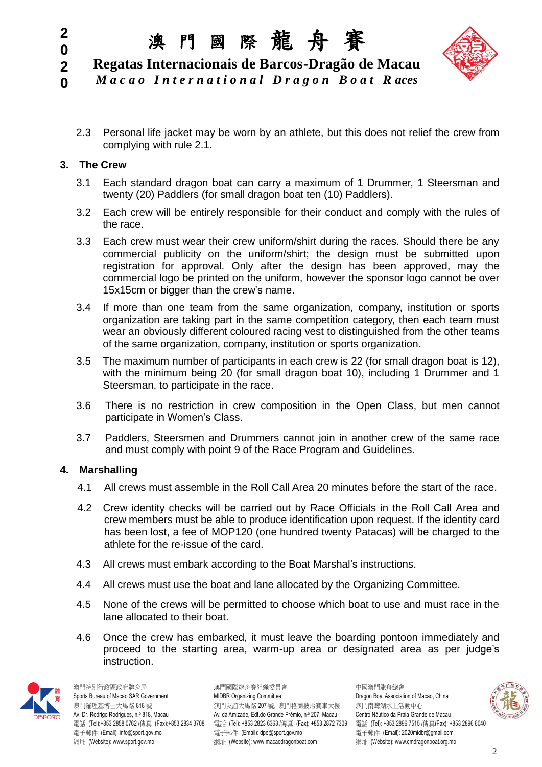2.3 Personal life jacket may be worn by an athlete, but this does not relief the crew from complying with rule 2.1.

## 3. The Crew

3.1 Each standard dragon boat can carry a maximum of 1 Drummer, 1 Steersman and twenty (20) Paddlers (for small dragon boat ten (10) Paddlers).

3.2 Each crew will be entirely responsible for their conduct and comply with the rules of the race.

3.3 Each crew must wear their crew uniform/shirt during the races. Should there be any commercial publicity on the uniform/shirt; the design must be submitted upon registration for approval. Only after the design has been approved, may the commercial logo be printed on the uniform, however the sponsor logo cannot be over 15x15cm or bigger than the crew's name.

3.4 If more than one team from the same organization, company, institution or sports organization are taking part in the same competition category, then each team must wear an obviously different coloured racing vest to distinguished from the other teams of the same organization, company, institution or sports organization.

3.5 The maximum number of participants in each crew is 22 (for small dragon boat is 12), with the minimum being 20 (for small dragon boat 10), including 1 Drummer and 1 Steersman, to participate in the race.

3.6 There is no restriction in crew composition in the Open Class, but men cannot participate in Women's Class.

3.7 Paddlers, Steersmen and Drummers cannot join in another crew of the same race and must comply with point 9 of the Race Program and Guidelines.

## 4. Marshalling

4.1 All crews must assemble in the Roll Call Area 20 minutes before the start of the race.

4.2 Crew identity checks will be carried out by Race Officials in the Roll Call Area and crew members must be able to produce identification upon request. If the identity card has been lost, a fee of MOP120 (one hundred twenty Patacas) will be charged to the athlete for the re-issue of the card.

4.3 All crews must embark according to the Boat Marshal's instructions.

4.4 All crews must use the boat and lane allocated by the Organizing Committee.

4.5 None of the crews will be permitted to choose which boat to use and must race in the lane allocated to their boat.

4.6 Once the crew has embarked, it must leave the boarding pontoon immediately and proceed to the starting area, warm-up area or designated area as per judge's instruction.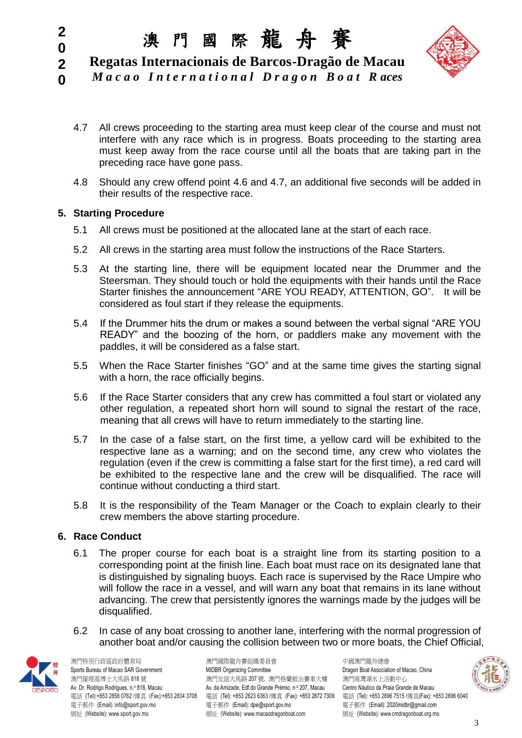4.7 All crews proceeding to the starting area must keep clear of the course and must not interfere with any race which is in progress. Boats proceeding to the starting area must keep away from the race course until all the boats that are taking part in the preceding race have gone pass.

4.8 Should any crew offend point 4.6 and 4.7, an additional five seconds will be added in their results of the respective race.

## 5. Starting Procedure

5.1 All crews must be positioned at the allocated lane at the start of each race.

5.2 All crews in the starting area must follow the instructions of the Race Starters.

5.3 At the starting line, there will be equipment located near the Drummer and the Steersman. They should touch or hold the equipments with their hands until the Race Starter finishes the announcement "ARE YOU READY, ATTENTION, GO". It will be considered as foul start if they release the equipments.

5.4 If the Drummer hits the drum or makes a sound between the verbal signal "ARE YOU READY" and the boozing of the horn, or paddlers make any movement with the paddles, it will be considered as a false start.

5.5 When the Race Starter finishes "GO" and at the same time gives the starting signal with a horn, the race officially begins.

5.6 If the Race Starter considers that any crew has committed a foul start or violated any other regulation, a repeated short horn will sound to signal the restart of the race, meaning that all crews will have to return immediately to the starting line.

5.7 In the case of a false start, on the first time, a yellow card will be exhibited to the respective lane as a warning; and on the second time, any crew who violates the regulation (even if the crew is committing a false start for the first time), a red card will be exhibited to the respective lane and the crew will be disqualified. The race will continue without conducting a third start.

5.8 It is the responsibility of the Team Manager or the Coach to explain clearly to their crew members the above starting procedure.

## 6. Race Conduct

6.1 The proper course for each boat is a straight line from its starting position to a corresponding point at the finish line. Each boat must race on its designated lane that is distinguished by signaling buoys. Each race is supervised by the Race Umpire who will follow the race in a vessel, and will warn any boat that remains in its lane without advancing. The crew that persistently ignores the warnings made by the judges will be disqualified.

6.2 In case of any boat crossing to another lane, interfering with the normal progression of another boat and/or causing the collision between two or more boats, the Chief Official,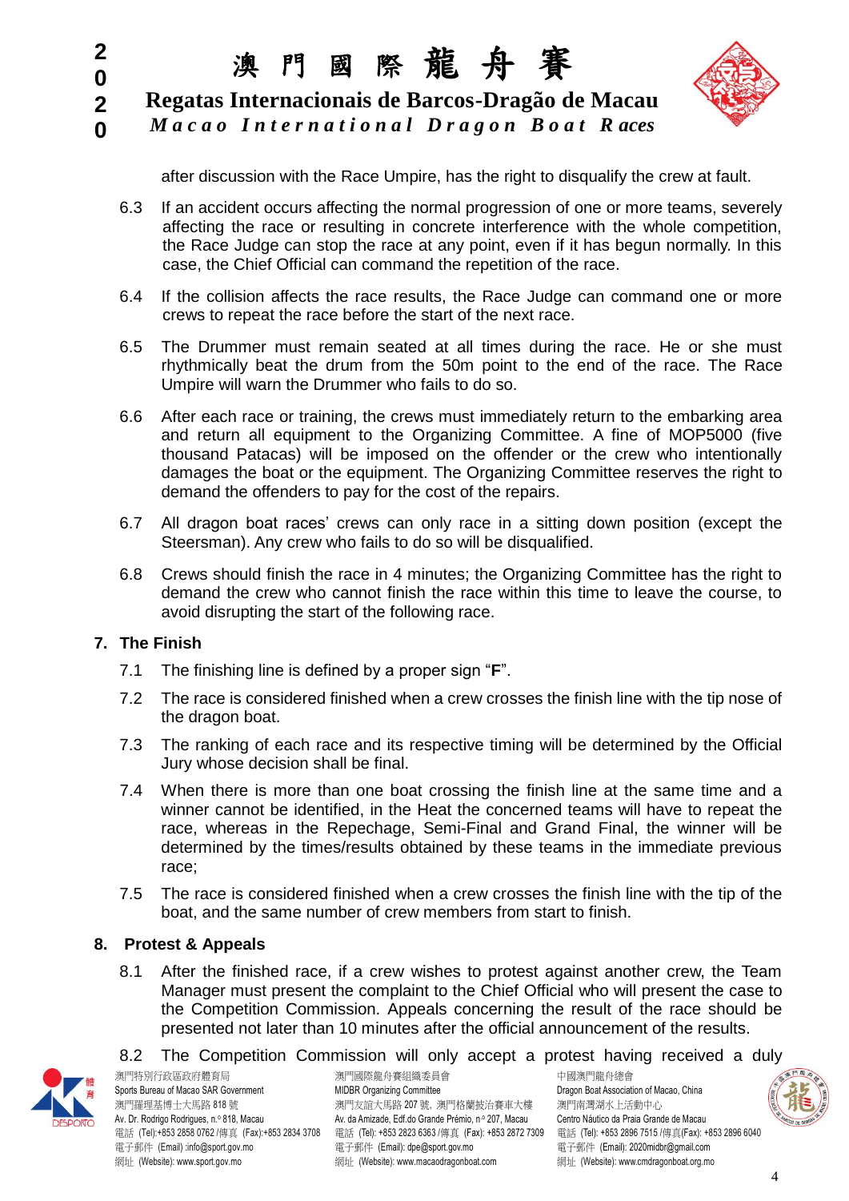after discussion with the Race Umpire, has the right to disqualify the crew at fault.

6.3 If an accident occurs affecting the normal progression of one or more teams, severely affecting the race or resulting in concrete interference with the whole competition, the Race Judge can stop the race at any point, even if it has begun normally. In this case, the Chief Official can command the repetition of the race.

6.4 If the collision affects the race results, the Race Judge can command one or more crews to repeat the race before the start of the next race.

6.5 The Drummer must remain seated at all times during the race. He or she must rhythmically beat the drum from the 50m point to the end of the race. The Race Umpire will warn the Drummer who fails to do so.

6.6 After each race or training, the crews must immediately return to the embarking area and return all equipment to the Organizing Committee. A fine of MOP5000 (five thousand Patacas) will be imposed on the offender or the crew who intentionally damages the boat or the equipment. The Organizing Committee reserves the right to demand the offenders to pay for the cost of the repairs.

6.7 All dragon boat races' crews can only race in a sitting down position (except the Steersman). Any crew who fails to do so will be disqualified.

6.8 Crews should finish the race in 4 minutes; the Organizing Committee has the right to demand the crew who cannot finish the race within this time to leave the course, to avoid disrupting the start of the following race.

## 7. The Finish

7.1 The finishing line is defined by a proper sign "**F**".

7.2 The race is considered finished when a crew crosses the finish line with the tip nose of the dragon boat.

7.3 The ranking of each race and its respective timing will be determined by the Official Jury whose decision shall be final.

7.4 When there is more than one boat crossing the finish line at the same time and a winner cannot be identified, in the Heat the concerned teams will have to repeat the race, whereas in the Repechage, Semi-Final and Grand Final, the winner will be determined by the times/results obtained by these teams in the immediate previous race;

7.5 The race is considered finished when a crew crosses the finish line with the tip of the boat, and the same number of crew members from start to finish.

## 8. Protest & Appeals

8.1 After the finished race, if a crew wishes to protest against another crew, the Team Manager must present the complaint to the Chief Official who will present the case to the Competition Commission. Appeals concerning the result of the race should be presented not later than 10 minutes after the official announcement of the results.

8.2 The Competition Commission will only accept a protest having received a duly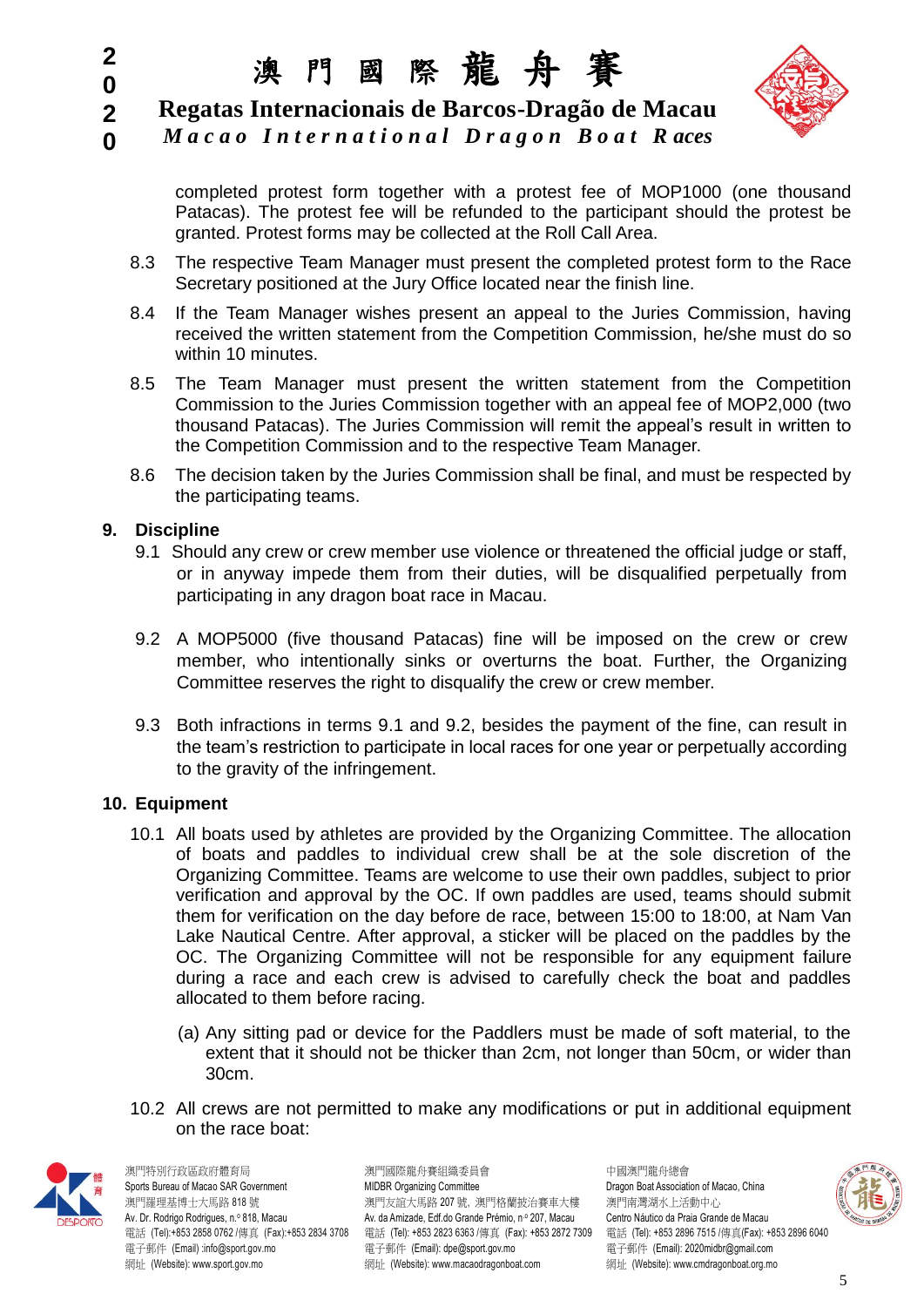completed protest form together with a protest fee of MOP1000 (one thousand Patacas). The protest fee will be refunded to the participant should the protest be granted. Protest forms may be collected at the Roll Call Area.

8.3 The respective Team Manager must present the completed protest form to the Race Secretary positioned at the Jury Office located near the finish line.

8.4 If the Team Manager wishes present an appeal to the Juries Commission, having received the written statement from the Competition Commission, he/she must do so within 10 minutes.

8.5 The Team Manager must present the written statement from the Competition Commission to the Juries Commission together with an appeal fee of MOP2,000 (two thousand Patacas). The Juries Commission will remit the appeal's result in written to the Competition Commission and to the respective Team Manager.

8.6 The decision taken by the Juries Commission shall be final, and must be respected by the participating teams.

## 9. Discipline

9.1 Should any crew or crew member use violence or threatened the official judge or staff, or in anyway impede them from their duties, will be disqualified perpetually from participating in any dragon boat race in Macau.

9.2 A MOP5000 (five thousand Patacas) fine will be imposed on the crew or crew member, who intentionally sinks or overturns the boat. Further, the Organizing Committee reserves the right to disqualify the crew or crew member.

9.3 Both infractions in terms 9.1 and 9.2, besides the payment of the fine, can result in the team's restriction to participate in local races for one year or perpetually according to the gravity of the infringement.

## 10. Equipment

10.1 All boats used by athletes are provided by the Organizing Committee. The allocation of boats and paddles to individual crew shall be at the sole discretion of the Organizing Committee. Teams are welcome to use their own paddles, subject to prior verification and approval by the OC. If own paddles are used, teams should submit them for verification on the day before de race, between 15:00 to 18:00, at Nam Van Lake Nautical Centre. After approval, a sticker will be placed on the paddles by the OC. The Organizing Committee will not be responsible for any equipment failure during a race and each crew is advised to carefully check the boat and paddles allocated to them before racing.

(a) Any sitting pad or device for the Paddlers must be made of soft material, to the extent that it should not be thicker than 2cm, not longer than 50cm, or wider than 30cm.

10.2 All crews are not permitted to make any modifications or put in additional equipment on the race boat: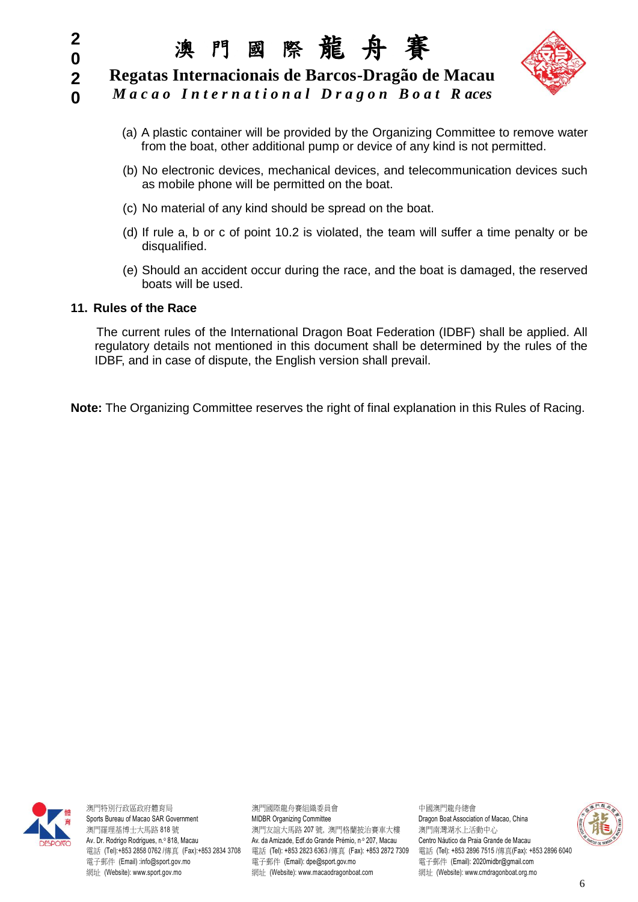(a) A plastic container will be provided by the Organizing Committee to remove water from the boat, other additional pump or device of any kind is not permitted.

(b) No electronic devices, mechanical devices, and telecommunication devices such as mobile phone will be permitted on the boat.

(c) No material of any kind should be spread on the boat.

(d) If rule a, b or c of point 10.2 is violated, the team will suffer a time penalty or be disqualified.

(e) Should an accident occur during the race, and the boat is damaged, the reserved boats will be used.

## 11. Rules of the Race

The current rules of the International Dragon Boat Federation (IDBF) shall be applied. All regulatory details not mentioned in this document shall be determined by the rules of the IDBF, and in case of dispute, the English version shall prevail.

**Note:** The Organizing Committee reserves the right of final explanation in this Rules of Racing.